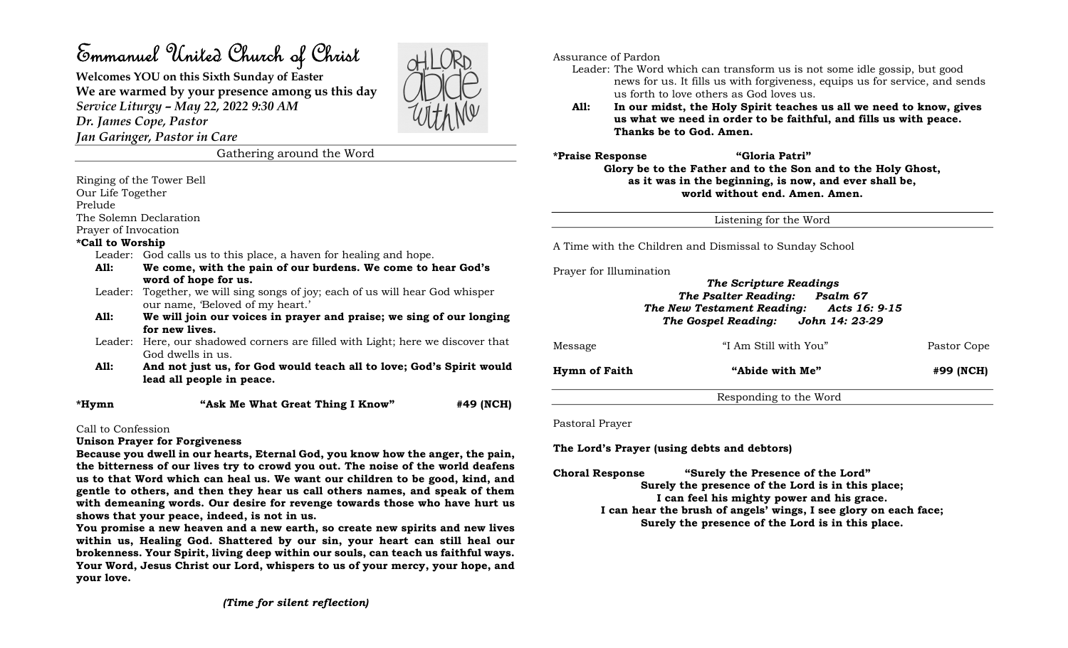# Emmanuel United Church of Christ

**Welcomes YOU on this Sixth Sunday of Easter**
**We are warmed by your presence among us this day**
*Service Liturgy – May 22, 2022 9:30 AM*
*Dr. James Cope, Pastor*
*Jan Garinger, Pastor in Care*

## Gathering around the Word

Ringing of the Tower Bell
Our Life Together
Prelude
The Solemn Declaration
Prayer of Invocation

**\*Call to Worship**

Leader: God calls us to this place, a haven for healing and hope.
**All: We come, with the pain of our burdens. We come to hear God's word of hope for us.**
Leader: Together, we will sing songs of joy; each of us will hear God whisper our name, 'Beloved of my heart.'
**All: We will join our voices in prayer and praise; we sing of our longing for new lives.**
Leader: Here, our shadowed corners are filled with Light; here we discover that God dwells in us.
**All: And not just us, for God would teach all to love; God's Spirit would lead all people in peace.**

**\*Hymn "Ask Me What Great Thing I Know" #49 (NCH)**

Call to Confession

**Unison Prayer for Forgiveness**

**Because you dwell in our hearts, Eternal God, you know how the anger, the pain, the bitterness of our lives try to crowd you out. The noise of the world deafens us to that Word which can heal us. We want our children to be good, kind, and gentle to others, and then they hear us call others names, and speak of them with demeaning words. Our desire for revenge towards those who have hurt us shows that your peace, indeed, is not in us.**

**You promise a new heaven and a new earth, so create new spirits and new lives within us, Healing God. Shattered by our sin, your heart can still heal our brokenness. Your Spirit, living deep within our souls, can teach us faithful ways. Your Word, Jesus Christ our Lord, whispers to us of your mercy, your hope, and your love.**

***(Time for silent reflection)***

Assurance of Pardon

Leader: The Word which can transform us is not some idle gossip, but good news for us. It fills us with forgiveness, equips us for service, and sends us forth to love others as God loves us.
**All: In our midst, the Holy Spirit teaches us all we need to know, gives us what we need in order to be faithful, and fills us with peace. Thanks be to God. Amen.**

**\*Praise Response "Gloria Patri"**

**Glory be to the Father and to the Son and to the Holy Ghost,
as it was in the beginning, is now, and ever shall be,
world without end. Amen. Amen.**

## Listening for the Word

A Time with the Children and Dismissal to Sunday School

Prayer for Illumination

***The Scripture Readings***
***The Psalter Reading: Psalm 67***
***The New Testament Reading: Acts 16: 9-15***
***The Gospel Reading: John 14: 23-29***

Message "I Am Still with You" Pastor Cope

**Hymn of Faith "Abide with Me" #99 (NCH)**

## Responding to the Word

Pastoral Prayer

**The Lord's Prayer (using debts and debtors)**

**Choral Response "Surely the Presence of the Lord"**

**Surely the presence of the Lord is in this place;
I can feel his mighty power and his grace.
I can hear the brush of angels' wings, I see glory on each face;
Surely the presence of the Lord is in this place.**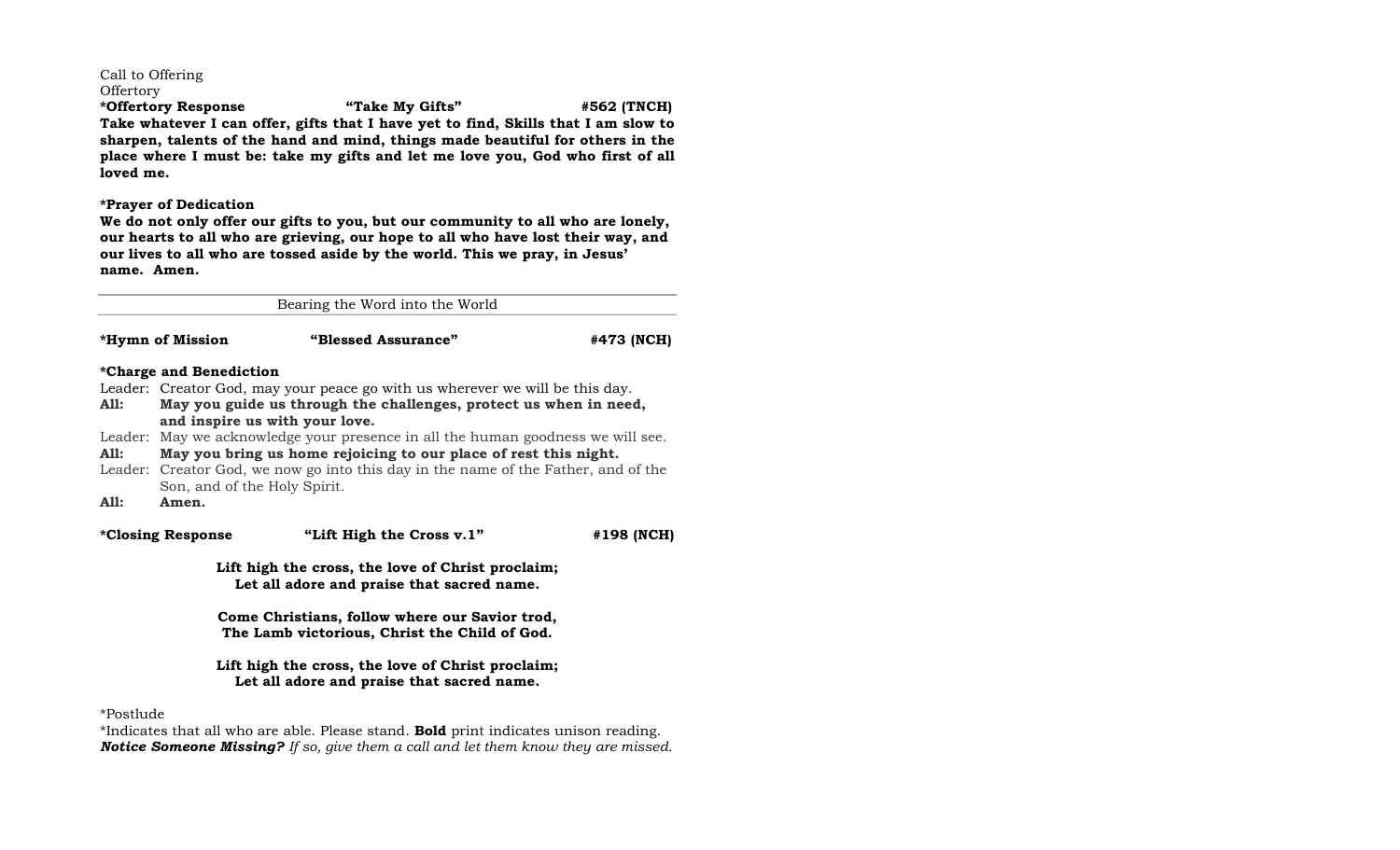Call to Offering
Offertory

**\*Offertory Response "Take My Gifts" #562 (TNCH)**

**Take whatever I can offer, gifts that I have yet to find, Skills that I am slow to sharpen, talents of the hand and mind, things made beautiful for others in the place where I must be: take my gifts and let me love you, God who first of all loved me.**

**\*Prayer of Dedication**

**We do not only offer our gifts to you, but our community to all who are lonely, our hearts to all who are grieving, our hope to all who have lost their way, and our lives to all who are tossed aside by the world. This we pray, in Jesus' name. Amen.**

---

Bearing the Word into the World

---

**\*Hymn of Mission "Blessed Assurance" #473 (NCH)**

**\*Charge and Benediction**

Leader: Creator God, may your peace go with us wherever we will be this day.
**All: May you guide us through the challenges, protect us when in need, and inspire us with your love.**
Leader: May we acknowledge your presence in all the human goodness we will see.
**All: May you bring us home rejoicing to our place of rest this night.**
Leader: Creator God, we now go into this day in the name of the Father, and of the Son, and of the Holy Spirit.
**All: Amen.**

**\*Closing Response "Lift High the Cross v.1" #198 (NCH)**

**Lift high the cross, the love of Christ proclaim;**
**Let all adore and praise that sacred name.**

**Come Christians, follow where our Savior trod,**
**The Lamb victorious, Christ the Child of God.**

**Lift high the cross, the love of Christ proclaim;**
**Let all adore and praise that sacred name.**

\*Postlude

\*Indicates that all who are able. Please stand. **Bold** print indicates unison reading.
***Notice Someone Missing?*** *If so, give them a call and let them know they are missed.*